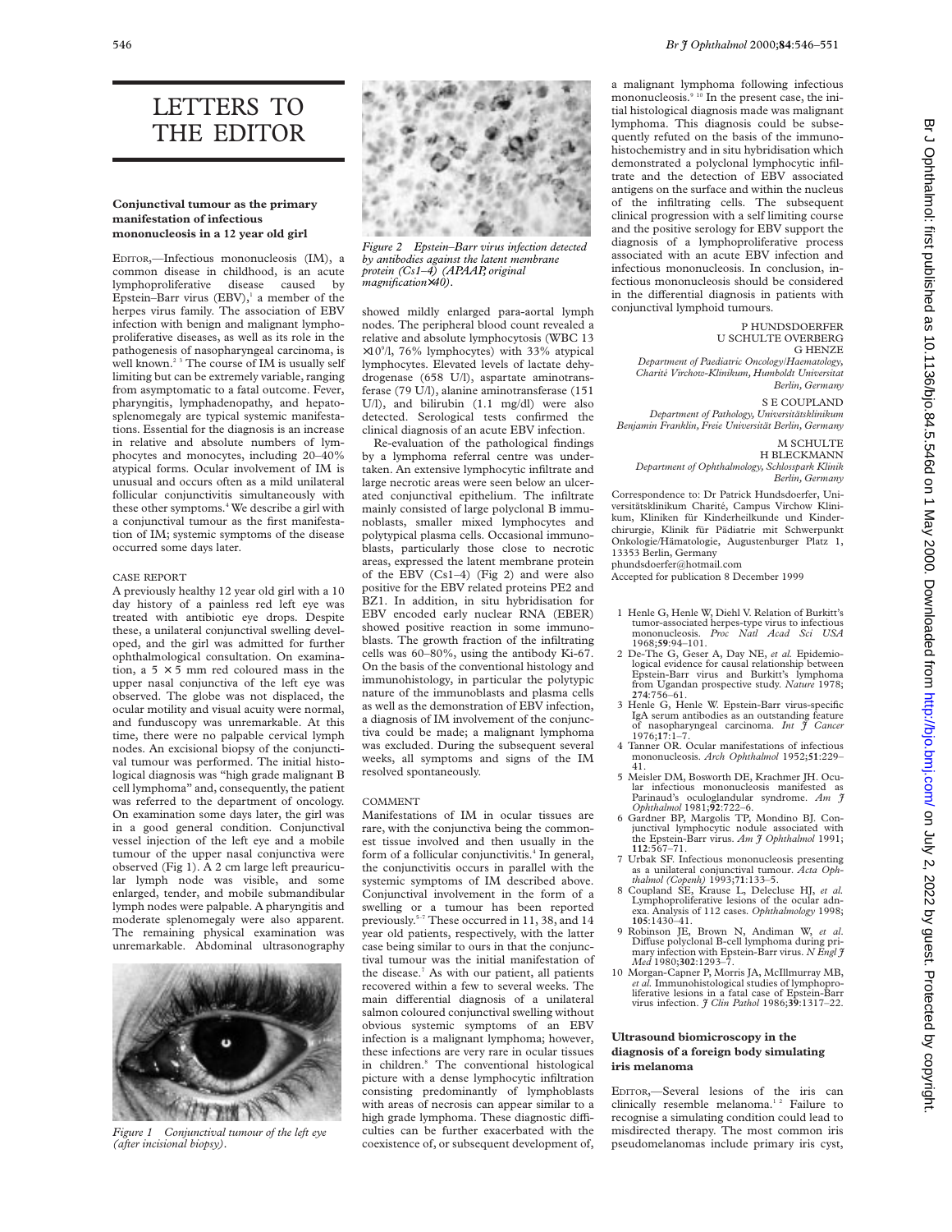# LETTERS TO THE EDITOR

### Conjunctival tumour as the primary manifestation of infectious mononucleosis in a 12 year old girl

EDITOR,—Infectious mononucleosis (IM), a common disease in childhood, is an acute lymphoproliferative disease caused by Epstein–Barr virus (EBV),[1] a member of the herpes virus family. The association of EBV infection with benign and malignant lymphoproliferative diseases, as well as its role in the pathogenesis of nasopharyngeal carcinoma, is well known.[2 3] The course of IM is usually self limiting but can be extremely variable, ranging from asymptomatic to a fatal outcome. Fever, pharyngitis, lymphadenopathy, and hepatosplenomegaly are typical systemic manifestations. Essential for the diagnosis is an increase in relative and absolute numbers of lymphocytes and monocytes, including 20–40% atypical forms. Ocular involvement of IM is unusual and occurs often as a mild unilateral follicular conjunctivitis simultaneously with these other symptoms.[4] We describe a girl with a conjunctival tumour as the first manifestation of IM; systemic symptoms of the disease occurred some days later.

#### CASE REPORT

A previously healthy 12 year old girl with a 10 day history of a painless red left eye was treated with antibiotic eye drops. Despite these, a unilateral conjunctival swelling developed, and the girl was admitted for further ophthalmological consultation. On examination, a 5 × 5 mm red coloured mass in the upper nasal conjunctiva of the left eye was observed. The globe was not displaced, the ocular motility and visual acuity were normal, and funduscopy was unremarkable. At this time, there were no palpable cervical lymph nodes. An excisional biopsy of the conjunctival tumour was performed. The initial histological diagnosis was "high grade malignant B cell lymphoma" and, consequently, the patient was referred to the department of oncology. On examination some days later, the girl was in a good general condition. Conjunctival vessel injection of the left eye and a mobile tumour of the upper nasal conjunctiva were observed (Fig 1). A 2 cm large left preauricular lymph node was visible, and some enlarged, tender, and mobile submandibular lymph nodes were palpable. A pharyngitis and moderate splenomegaly were also apparent. The remaining physical examination was unremarkable. Abdominal ultrasonography

*Figure 1 Conjunctival tumour of the left eye (after incisional biopsy).*

*Figure 2 Epstein–Barr virus infection detected by antibodies against the latent membrane protein (Cs1–4) (APAAP, original magnification×40).*

showed mildly enlarged para-aortal lymph nodes. The peripheral blood count revealed a relative and absolute lymphocytosis (WBC 13 $\times 10^9$/l, 76% lymphocytes) with 33% atypical lymphocytes. Elevated levels of lactate dehydrogenase (658 U/l), aspartate aminotransferase (79 U/l), alanine aminotransferase (151 U/l), and bilirubin (1.1 mg/dl) were also detected. Serological tests confirmed the clinical diagnosis of an acute EBV infection.

Re-evaluation of the pathological findings by a lymphoma referral centre was undertaken. An extensive lymphocytic infiltrate and large necrotic areas were seen below an ulcerated conjunctival epithelium. The infiltrate mainly consisted of large polyclonal B immunoblasts, smaller mixed lymphocytes and polytypical plasma cells. Occasional immunoblasts, particularly those close to necrotic areas, expressed the latent membrane protein of the EBV (Cs1–4) (Fig 2) and were also positive for the EBV related proteins PE2 and BZ1. In addition, in situ hybridisation for EBV encoded early nuclear RNA (EBER) showed positive reaction in some immunoblasts. The growth fraction of the infiltrating cells was 60–80%, using the antibody Ki-67. On the basis of the conventional histology and immunohistology, in particular the polytypic nature of the immunoblasts and plasma cells as well as the demonstration of EBV infection, a diagnosis of IM involvement of the conjunctiva could be made; a malignant lymphoma was excluded. During the subsequent several weeks, all symptoms and signs of the IM resolved spontaneously.

#### COMMENT

Manifestations of IM in ocular tissues are rare, with the conjunctiva being the commonest tissue involved and then usually in the form of a follicular conjunctivitis.[4] In general, the conjunctivitis occurs in parallel with the systemic symptoms of IM described above. Conjunctival involvement in the form of a swelling or a tumour has been reported previously.[5–7] These occurred in 11, 38, and 14 year old patients, respectively, with the latter case being similar to ours in that the conjunctival tumour was the initial manifestation of the disease.[7] As with our patient, all patients recovered within a few to several weeks. The main differential diagnosis of a unilateral salmon coloured conjunctival swelling without obvious systemic symptoms of an EBV infection is a malignant lymphoma; however, these infections are very rare in ocular tissues in children.[8] The conventional histological picture with a dense lymphocytic infiltration consisting predominantly of lymphoblasts with areas of necrosis can appear similar to a high grade lymphoma. These diagnostic difficulties can be further exacerbated with the coexistence of, or subsequent development of, a malignant lymphoma following infectious mononucleosis.[9 10] In the present case, the initial histological diagnosis made was malignant lymphoma. This diagnosis could be subsequently refuted on the basis of the immunohistochemistry and in situ hybridisation which demonstrated a polyclonal lymphocytic infiltrate and the detection of EBV associated antigens on the surface and within the nucleus of the infiltrating cells. The subsequent clinical progression with a self limiting course and the positive serology for EBV support the diagnosis of a lymphoproliferative process associated with an acute EBV infection and infectious mononucleosis. In conclusion, infectious mononucleosis should be considered in the differential diagnosis in patients with conjunctival lymphoid tumours.

P HUNDSDOERFER
U SCHULTE OVERBERG
G HENZE
*Department of Paediatric Oncology/Haematology, Charité Virchow-Klinikum, Humboldt Universitat Berlin, Germany*

S E COUPLAND
*Department of Pathology, Universitätsklinikum Benjamin Franklin, Freie Universität Berlin, Germany*

M SCHULTE
H BLECKMANN
*Department of Ophthalmology, Schlosspark Klinik Berlin, Germany*

Correspondence to: Dr Patrick Hundsdoerfer, Universitätsklinikum Charité, Campus Virchow Klinikum, Kliniken für Kinderheilkunde und Kinderchirurgie, Klinik für Pädiatrie mit Schwerpunkt Onkologie/Hämatologie, Augustenburger Platz 1, 13353 Berlin, Germany
phundsdoerfer@hotmail.com

Accepted for publication 8 December 1999

1. Henle G, Henle W, Diehl V. Relation of Burkitt's tumor-associated herpes-type virus to infectious mononucleosis. *Proc Natl Acad Sci USA* 1968;**59**:94–101.
2. De-The G, Geser A, Day NE, *et al.* Epidemiological evidence for causal relationship between Epstein-Barr virus and Burkitt's lymphoma from Ugandan prospective study. *Nature* 1978;**274**:756–61.
3. Henle G, Henle W. Epstein-Barr virus-specific IgA serum antibodies as an outstanding feature of nasopharyngeal carcinoma. *Int J Cancer* 1976;**17**:1–7.
4. Tanner OR. Ocular manifestations of infectious mononucleosis. *Arch Ophthalmol* 1952;**51**:229–41.
5. Meisler DM, Bosworth DE, Krachmer JH. Ocular infectious mononucleosis manifested as Parinaud's oculoglandular syndrome. *Am J Ophthalmol* 1981;**92**:722–6.
6. Gardner BP, Margolis TP, Mondino BJ. Conjunctival lymphocytic nodule associated with the Epstein-Barr virus. *Am J Ophthalmol* 1991;**112**:567–71.
7. Urbak SF. Infectious mononucleosis presenting as a unilateral conjunctival tumour. *Acta Ophthalmol (Copenh)* 1993;**71**:133–5.
8. Coupland SE, Krause L, Delecluse HJ, *et al.* Lymphoproliferative lesions of the ocular adnexa. Analysis of 112 cases. *Ophthalmology* 1998;**105**:1430–41.
9. Robinson JE, Brown N, Andiman W, *et al.* Diffuse polyclonal B-cell lymphoma during primary infection with Epstein-Barr virus. *N Engl J Med* 1980;**302**:1293–7.
10. Morgan-Capner P, Morris JA, McIllmurray MB, *et al.* Immunohistological studies of lymphoproliferative lesions in a fatal case of Epstein-Barr virus infection. *J Clin Pathol* 1986;**39**:1317–22.

### Ultrasound biomicroscopy in the diagnosis of a foreign body simulating iris melanoma

EDITOR,—Several lesions of the iris can clinically resemble melanoma.[1 2] Failure to recognise a simulating condition could lead to misdirected therapy. The most common iris pseudomelanomas include primary iris cyst,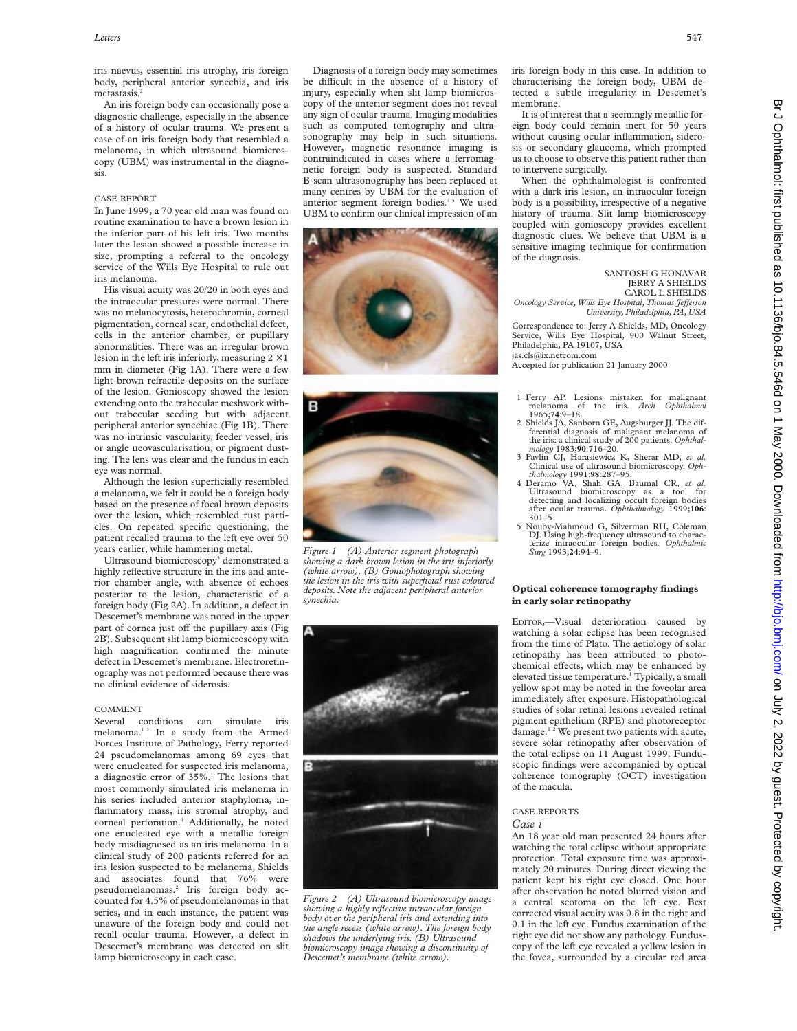iris naevus, essential iris atrophy, iris foreign body, peripheral anterior synechia, and iris metastasis.[2]

An iris foreign body can occasionally pose a diagnostic challenge, especially in the absence of a history of ocular trauma. We present a case of an iris foreign body that resembled a melanoma, in which ultrasound biomicroscopy (UBM) was instrumental in the diagnosis.

## CASE REPORT

In June 1999, a 70 year old man was found on routine examination to have a brown lesion in the inferior part of his left iris. Two months later the lesion showed a possible increase in size, prompting a referral to the oncology service of the Wills Eye Hospital to rule out iris melanoma.

His visual acuity was 20/20 in both eyes and the intraocular pressures were normal. There was no melanocytosis, heterochromia, corneal pigmentation, corneal scar, endothelial defect, cells in the anterior chamber, or pupillary abnormalities. There was an irregular brown lesion in the left iris inferiorly, measuring 2 × 1 mm in diameter (Fig 1A). There were a few light brown refractile deposits on the surface of the lesion. Gonioscopy showed the lesion extending onto the trabecular meshwork without trabecular seeding but with adjacent peripheral anterior synechiae (Fig 1B). There was no intrinsic vascularity, feeder vessel, iris or angle neovascularisation, or pigment dusting. The lens was clear and the fundus in each eye was normal.

Although the lesion superficially resembled a melanoma, we felt it could be a foreign body based on the presence of focal brown deposits over the lesion, which resembled rust particles. On repeated specific questioning, the patient recalled trauma to the left eye over 50 years earlier, while hammering metal.

Ultrasound biomicroscopy[3] demonstrated a highly reflective structure in the iris and anterior chamber angle, with absence of echoes posterior to the lesion, characteristic of a foreign body (Fig 2A). In addition, a defect in Descemet's membrane was noted in the upper part of cornea just off the pupillary axis (Fig 2B). Subsequent slit lamp biomicroscopy with high magnification confirmed the minute defect in Descemet's membrane. Electroretinography was not performed because there was no clinical evidence of siderosis.

## COMMENT

Several conditions can simulate iris melanoma.[1 2] In a study from the Armed Forces Institute of Pathology, Ferry reported 24 pseudomelanomas among 69 eyes that were enucleated for suspected iris melanoma, a diagnostic error of 35%.[1] The lesions that most commonly simulated iris melanoma in his series included anterior staphyloma, inflammatory mass, iris stromal atrophy, and corneal perforation.[1] Additionally, he noted one enucleated eye with a metallic foreign body misdiagnosed as an iris melanoma. In a clinical study of 200 patients referred for an iris lesion suspected to be melanoma, Shields and associates found that 76% were pseudomelanomas.[2] Iris foreign body accounted for 4.5% of pseudomelanomas in that series, and in each instance, the patient was unaware of the foreign body and could not recall ocular trauma. However, a defect in Descemet's membrane was detected on slit lamp biomicroscopy in each case.

Diagnosis of a foreign body may sometimes be difficult in the absence of a history of injury, especially when slit lamp biomicroscopy of the anterior segment does not reveal any sign of ocular trauma. Imaging modalities such as computed tomography and ultrasonography may help in such situations. However, magnetic resonance imaging is contraindicated in cases where a ferromagnetic foreign body is suspected. Standard B-scan ultrasonography has been replaced at many centres by UBM for the evaluation of anterior segment foreign bodies.[3–5] We used UBM to confirm our clinical impression of an iris foreign body in this case. In addition to characterising the foreign body, UBM detected a subtle irregularity in Descemet's membrane.

Figure 1 (A) Anterior segment photograph showing a dark brown lesion in the iris inferiorly (white arrow). (B) Goniophotograph showing the lesion in the iris with superficial rust coloured deposits. Note the adjacent peripheral anterior synechia.

Figure 2 (A) Ultrasound biomicroscopy image showing a highly reflective intraocular foreign body over the peripheral iris and extending into the angle recess (white arrow). The foreign body shadows the underlying iris. (B) Ultrasound biomicroscopy image showing a discontinuity of Descemet's membrane (white arrow).

It is of interest that a seemingly metallic foreign body could remain inert for 50 years without causing ocular inflammation, siderosis or secondary glaucoma, which prompted us to choose to observe this patient rather than to intervene surgically.

When the ophthalmologist is confronted with a dark iris lesion, an intraocular foreign body is a possibility, irrespective of a negative history of trauma. Slit lamp biomicroscopy coupled with gonioscopy provides excellent diagnostic clues. We believe that UBM is a sensitive imaging technique for confirmation of the diagnosis.

SANTOSH G HONAVAR
JERRY A SHIELDS
CAROL L SHIELDS
*Oncology Service, Wills Eye Hospital, Thomas Jefferson University, Philadelphia, PA, USA*

Correspondence to: Jerry A Shields, MD, Oncology Service, Wills Eye Hospital, 900 Walnut Street, Philadelphia, PA 19107, USA
jas.cls@ix.netcom.com

Accepted for publication 21 January 2000

1 Ferry AP. Lesions mistaken for malignant melanoma of the iris. *Arch Ophthalmol* 1965;**74**:9–18.
2 Shields JA, Sanborn GE, Augsburger JJ. The differential diagnosis of malignant melanoma of the iris: a clinical study of 200 patients. *Ophthalmology* 1983;**90**:716–20.
3 Pavlin CJ, Harasiewicz K, Sherar MD, *et al.* Clinical use of ultrasound biomicroscopy. *Ophthalmology* 1991;**98**:287–95.
4 Deramo VA, Shah GA, Baumal CR, *et al.* Ultrasound biomicroscopy as a tool for detecting and localizing occult foreign bodies after ocular trauma. *Ophthalmology* 1999;**106**: 301–5.
5 Nouby-Mahmoud G, Silverman RH, Coleman DJ. Using high-frequency ultrasound to characterize intraocular foreign bodies. *Ophthalmic Surg* 1993;**24**:94–9.

## Optical coherence tomography findings in early solar retinopathy

EDITOR,—Visual deterioration caused by watching a solar eclipse has been recognised from the time of Plato. The aetiology of solar retinopathy has been attributed to photochemical effects, which may be enhanced by elevated tissue temperature.[1] Typically, a small yellow spot may be noted in the foveolar area immediately after exposure. Histopathological studies of solar retinal lesions revealed retinal pigment epithelium (RPE) and photoreceptor damage.[1 2] We present two patients with acute, severe solar retinopathy after observation of the total eclipse on 11 August 1999. Funduscopic findings were accompanied by optical coherence tomography (OCT) investigation of the macula.

## CASE REPORTS

### *Case 1*

An 18 year old man presented 24 hours after watching the total eclipse without appropriate protection. Total exposure time was approximately 20 minutes. During direct viewing the patient kept his right eye closed. One hour after observation he noted blurred vision and a central scotoma on the left eye. Best corrected visual acuity was 0.8 in the right and 0.1 in the left eye. Fundus examination of the right eye did not show any pathology. Funduscopy of the left eye revealed a yellow lesion in the fovea, surrounded by a circular red area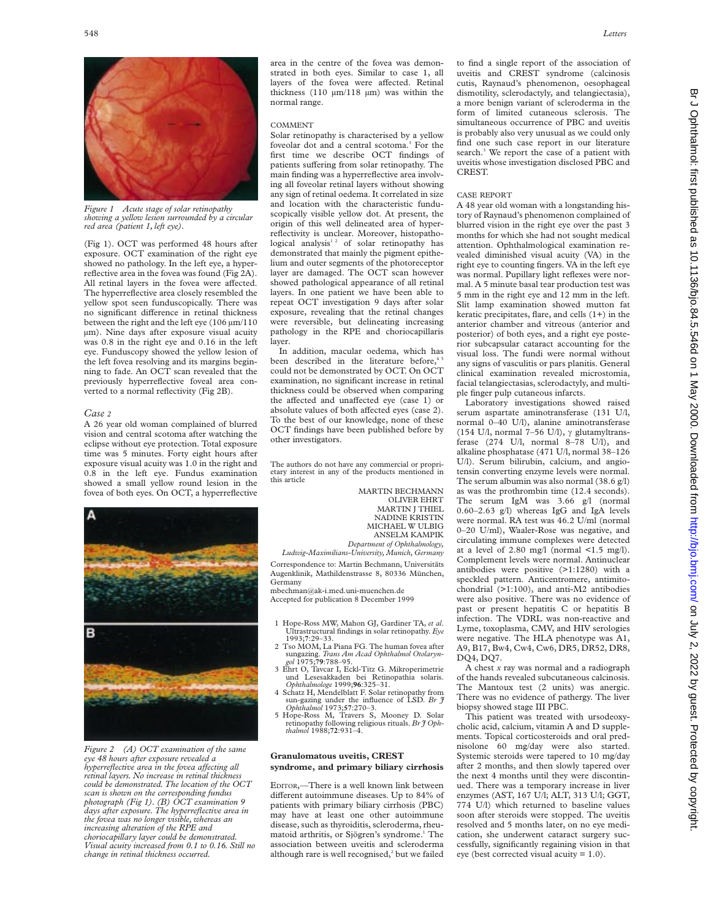*Figure 1 Acute stage of solar retinopathy showing a yellow lesion surrounded by a circular red area (patient 1, left eye).*

(Fig 1). OCT was performed 48 hours after exposure. OCT examination of the right eye showed no pathology. In the left eye, a hyperreflective area in the fovea was found (Fig 2A). All retinal layers in the fovea were affected. The hyperreflective area closely resembled the yellow spot seen funduscopically. There was no significant difference in retinal thickness between the right and the left eye (106 µm/110 µm). Nine days after exposure visual acuity was 0.8 in the right eye and 0.16 in the left eye. Funduscopy showed the yellow lesion of the left fovea resolving and its margins beginning to fade. An OCT scan revealed that the previously hyperreflective foveal area converted to a normal reflectivity (Fig 2B).

### Case 2

A 26 year old woman complained of blurred vision and central scotoma after watching the eclipse without eye protection. Total exposure time was 5 minutes. Forty eight hours after exposure visual acuity was 1.0 in the right and 0.8 in the left eye. Fundus examination showed a small yellow round lesion in the fovea of both eyes. On OCT, a hyperreflective area in the centre of the fovea was demonstrated in both eyes. Similar to case 1, all layers of the fovea were affected. Retinal thickness (110 µm/118 µm) was within the normal range.

*Figure 2 (A) OCT examination of the same eye 48 hours after exposure revealed a hyperreflective area in the fovea affecting all retinal layers. No increase in retinal thickness could be demonstrated. The location of the OCT scan is shown on the corresponding fundus photograph (Fig 1). (B) OCT examination 9 days after exposure. The hyperreflective area in the fovea was no longer visible, whereas an increasing alteration of the RPE and choriocapillary layer could be demonstrated. Visual acuity increased from 0.1 to 0.16. Still no change in retinal thickness occurred.*

### COMMENT

Solar retinopathy is characterised by a yellow foveolar dot and a central scotoma.[3] For the first time we describe OCT findings of patients suffering from solar retinopathy. The main finding was a hyperreflective area involving all foveolar retinal layers without showing any sign of retinal oedema. It correlated in size and location with the characteristic funduscopically visible yellow dot. At present, the origin of this well delineated area of hyperreflectivity is unclear. Moreover, histopathological analysis[1,2] of solar retinopathy has demonstrated that mainly the pigment epithelium and outer segments of the photoreceptor layer are damaged. The OCT scan however showed pathological appearance of all retinal layers. In one patient we have been able to repeat OCT investigation 9 days after solar exposure, revealing that the retinal changes were reversible, but delineating increasing pathology in the RPE and choriocapillaris layer.

In addition, macular oedema, which has been described in the literature before,[4,5] could not be demonstrated by OCT. On OCT examination, no significant increase in retinal thickness could be observed when comparing the affected and unaffected eye (case 1) or absolute values of both affected eyes (case 2). To the best of our knowledge, none of these OCT findings have been published before by other investigators.

The authors do not have any commercial or proprietary interest in any of the products mentioned in this article

MARTIN BECHMANN
OLIVER EHRT
MARTIN J THIEL
NADINE KRISTIN
MICHAEL W ULBIG
ANSELM KAMPIK
*Department of Ophthalmology, Ludwig-Maximilians-University, Munich, Germany*

Correspondence to: Martin Bechmann, Universitäts Augenklinik, Mathildenstrasse 8, 80336 München, Germany
mbechman@ak-i.med.uni-muenchen.de
Accepted for publication 8 December 1999

1 Hope-Ross MW, Mahon GJ, Gardiner TA, *et al*. Ultrastructural findings in solar retinopathy. *Eye* 1993;**7**:29–33.
2 Tso MOM, La Piana FG. The human fovea after sungazing. *Trans Am Acad Ophthalmol Otolaryngol* 1975;**79**:788–95.
3 Ehrt O, Tavcar I, Eckl-Titz G. Mikroperimetrie und Lesesakkaden bei Retinopathia solaris. *Ophthalmologe* 1999;**96**:325–31.
4 Schatz H, Mendelblatt F. Solar retinopathy from sun-gazing under the influence of LSD. *Br J Ophthalmol* 1973;**57**:270–3.
5 Hope-Ross M, Travers S, Mooney D. Solar retinopathy following religious rituals. *Br J Ophthalmol* 1988;**72**:931–4.

## Granulomatous uveitis, CREST syndrome, and primary biliary cirrhosis

EDITOR,—There is a well known link between different autoimmune diseases. Up to 84% of patients with primary biliary cirrhosis (PBC) may have at least one other autoimmune disease, such as thyroiditis, scleroderma, rheumatoid arthritis, or Sjögren's syndrome.[1] The association between uveitis and scleroderma although rare is well recognised,[2] but we failed to find a single report of the association of uveitis and CREST syndrome (calcinosis cutis, Raynaud's phenomenon, oesophageal dismotility, sclerodactyly, and telangiectasia), a more benign variant of scleroderma in the form of limited cutaneous sclerosis. The simultaneous occurrence of PBC and uveitis is probably also very unusual as we could only find one such case report in our literature search.[3] We report the case of a patient with uveitis whose investigation disclosed PBC and CREST.

### CASE REPORT

A 48 year old woman with a longstanding history of Raynaud's phenomenon complained of blurred vision in the right eye over the past 3 months for which she had not sought medical attention. Ophthalmological examination revealed diminished visual acuity (VA) in the right eye to counting fingers. VA in the left eye was normal. Pupillary light reflexes were normal. A 5 minute basal tear production test was 5 mm in the right eye and 12 mm in the left. Slit lamp examination showed mutton fat keratic precipitates, flare, and cells (1+) in the anterior chamber and vitreous (anterior and posterior) of both eyes, and a right eye posterior subcapsular cataract accounting for the visual loss. The fundi were normal without any signs of vasculitis or pars planitis. General clinical examination revealed microstomia, facial telangiectasias, sclerodactyly, and multiple finger pulp cutaneous infarcts.

Laboratory investigations showed raised serum aspartate aminotransferase (131 U/l, normal 0–40 U/l), alanine aminotransferase (154 U/l, normal 7–56 U/l), γ glutamyltransferase (274 U/l, normal 8–78 U/l), and alkaline phosphatase (471 U/l, normal 38–126 U/l). Serum bilirubin, calcium, and angiotensin converting enzyme levels were normal. The serum albumin was also normal (38.6 g/l) as was the prothrombin time (12.4 seconds). The serum IgM was 3.66 g/l (normal 0.60–2.63 g/l) whereas IgG and IgA levels were normal. RA test was 46.2 U/ml (normal 0–20 U/ml), Waaler-Rose was negative, and circulating immune complexes were detected at a level of 2.80 mg/l (normal <1.5 mg/l). Complement levels were normal. Antinuclear antibodies were positive (>1:1280) with a speckled pattern. Anticentromere, antimitochondrial (>1:100), and anti-M2 antibodies were also positive. There was no evidence of past or present hepatitis C or hepatitis B infection. The VDRL was non-reactive and Lyme, toxoplasma, CMV, and HIV serologies were negative. The HLA phenotype was A1, A9, B17, Bw4, Cw4, Cw6, DR5, DR52, DR8, DQ4, DQ7.

A chest *x* ray was normal and a radiograph of the hands revealed subcutaneous calcinosis. The Mantoux test (2 units) was anergic. There was no evidence of pathergy. The liver biopsy showed stage III PBC.

This patient was treated with ursodeoxycholic acid, calcium, vitamin A and D supplements. Topical corticosteroids and oral prednisolone 60 mg/day were also started. Systemic steroids were tapered to 10 mg/day after 2 months, and then slowly tapered over the next 4 months until they were discontinued. There was a temporary increase in liver enzymes (AST, 167 U/l; ALT, 313 U/l; GGT, 774 U/l) which returned to baseline values soon after steroids were stopped. The uveitis resolved and 5 months later, on no eye medication, she underwent cataract surgery successfully, significantly regaining vision in that eye (best corrected visual acuity = 1.0).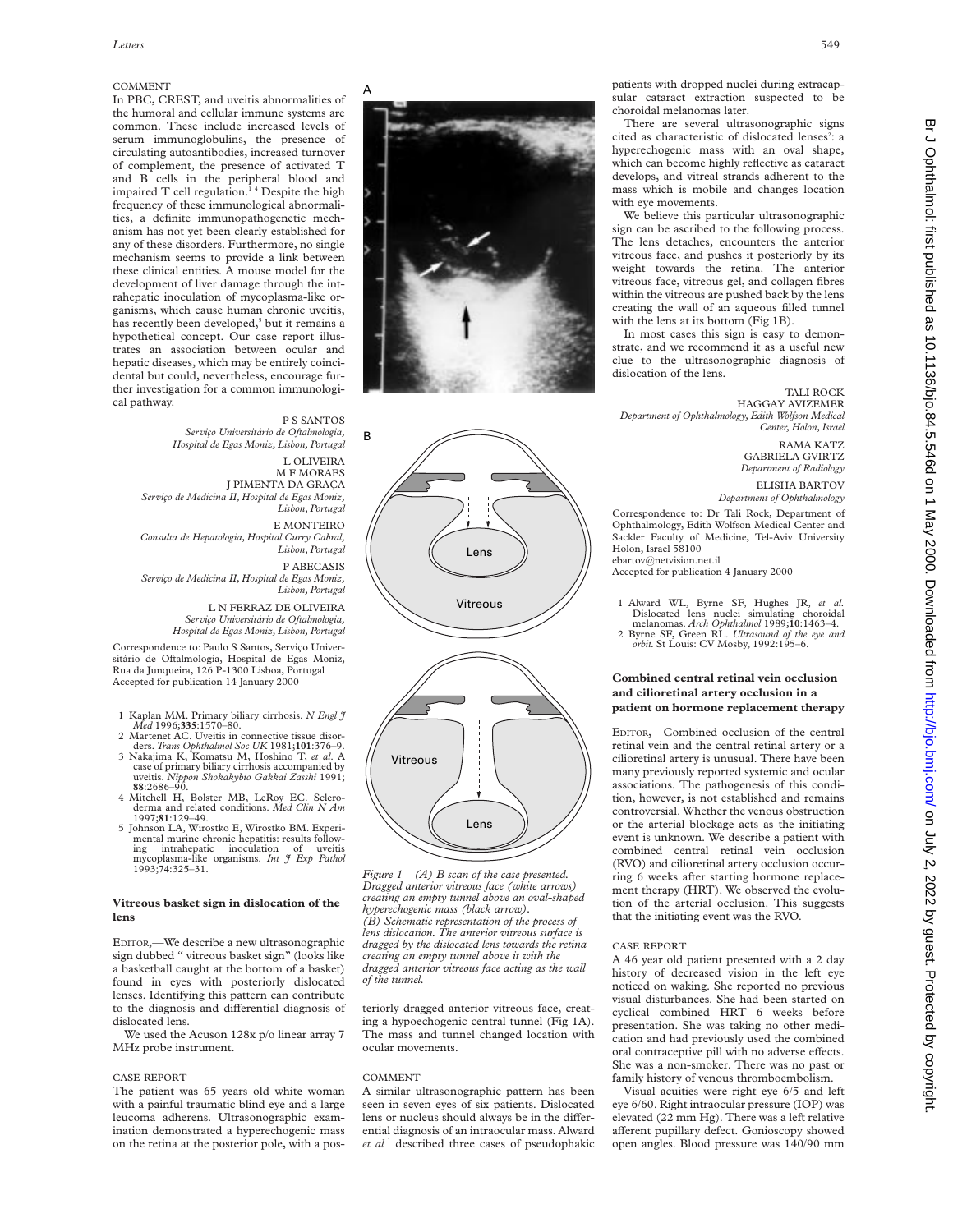## COMMENT

In PBC, CREST, and uveitis abnormalities of the humoral and cellular immune systems are common. These include increased levels of serum immunoglobulins, the presence of circulating autoantibodies, increased turnover of complement, the presence of activated T and B cells in the peripheral blood and impaired T cell regulation.[1 4] Despite the high frequency of these immunological abnormalities, a definite immunopathogenetic mechanism has not yet been clearly established for any of these disorders. Furthermore, no single mechanism seems to provide a link between these clinical entities. A mouse model for the development of liver damage through the intrahepatic inoculation of mycoplasma-like organisms, which cause human chronic uveitis, has recently been developed,[5] but it remains a hypothetical concept. Our case report illustrates an association between ocular and hepatic diseases, which may be entirely coincidental but could, nevertheless, encourage further investigation for a common immunological pathway.

P S SANTOS
*Serviço Universitário de Oftalmologia, Hospital de Egas Moniz, Lisbon, Portugal*

L OLIVEIRA
M F MORAES
J PIMENTA DA GRAÇA
*Serviço de Medicina II, Hospital de Egas Moniz, Lisbon, Portugal*

E MONTEIRO
*Consulta de Hepatologia, Hospital Curry Cabral, Lisbon, Portugal*

P ABECASIS
*Serviço de Medicina II, Hospital de Egas Moniz, Lisbon, Portugal*

L N FERRAZ DE OLIVEIRA
*Serviço Universitário de Oftalmologia, Hospital de Egas Moniz, Lisbon, Portugal*

Correspondence to: Paulo S Santos, Serviço Universitário de Oftalmologia, Hospital de Egas Moniz, Rua da Junqueira, 126 P-1300 Lisboa, Portugal
Accepted for publication 14 January 2000

1 Kaplan MM. Primary biliary cirrhosis. *N Engl J Med* 1996;**335**:1570–80.
2 Martenet AC. Uveitis in connective tissue disorders. *Trans Ophthalmol Soc UK* 1981;**101**:376–9.
3 Nakajima K, Komatsu M, Hoshino T, *et al*. A case of primary biliary cirrhosis accompanied by uveitis. *Nippon Shokakybio Gakkai Zasshi* 1991; **88**:2686–90.
4 Mitchell H, Bolster MB, LeRoy EC. Scleroderma and related conditions. *Med Clin N Am* 1997;**81**:129–49.
5 Johnson LA, Wirostko E, Wirostko BM. Experimental murine chronic hepatitis: results following intrahepatic inoculation of uveitis mycoplasma-like organisms. *Int J Exp Pathol* 1993;**74**:325–31.

## Vitreous basket sign in dislocation of the lens

EDITOR,—We describe a new ultrasonographic sign dubbed " vitreous basket sign" (looks like a basketball caught at the bottom of a basket) found in eyes with posteriorly dislocated lenses. Identifying this pattern can contribute to the diagnosis and differential diagnosis of dislocated lens.

We used the Acuson 128x p/o linear array 7 MHz probe instrument.

### CASE REPORT

The patient was 65 years old white woman with a painful traumatic blind eye and a large leucoma adherens. Ultrasonographic examination demonstrated a hyperechogenic mass on the retina at the posterior pole, with a posteriorly dragged anterior vitreous face, creating a hypoechogenic central tunnel (Fig 1A). The mass and tunnel changed location with ocular movements.

*Figure 1 (A) B scan of the case presented. Dragged anterior vitreous face (white arrows) creating an empty tunnel above an oval-shaped hyperechogenic mass (black arrow). (B) Schematic representation of the process of lens dislocation. The anterior vitreous surface is dragged by the dislocated lens towards the retina creating an empty tunnel above it with the dragged anterior vitreous face acting as the wall of the tunnel.*

### COMMENT

A similar ultrasonographic pattern has been seen in seven eyes of six patients. Dislocated lens or nucleus should always be in the differential diagnosis of an intraocular mass. Alward *et al*[1] described three cases of pseudophakic patients with dropped nuclei during extracapsular cataract extraction suspected to be choroidal melanomas later.

There are several ultrasonographic signs cited as characteristic of dislocated lenses[2]: a hyperechogenic mass with an oval shape, which can become highly reflective as cataract develops, and vitreal strands adherent to the mass which is mobile and changes location with eye movements.

We believe this particular ultrasonographic sign can be ascribed to the following process. The lens detaches, encounters the anterior vitreous face, and pushes it posteriorly by its weight towards the retina. The anterior vitreous face, vitreous gel, and collagen fibres within the vitreous are pushed back by the lens creating the wall of an aqueous filled tunnel with the lens at its bottom (Fig 1B).

In most cases this sign is easy to demonstrate, and we recommend it as a useful new clue to the ultrasonographic diagnosis of dislocation of the lens.

TALI ROCK
HAGGAY AVIZEMER
*Department of Ophthalmology, Edith Wolfson Medical Center, Holon, Israel*

RAMA KATZ
GABRIELA GVIRTZ
*Department of Radiology*

ELISHA BARTOV
*Department of Ophthalmology*

Correspondence to: Dr Tali Rock, Department of Ophthalmology, Edith Wolfson Medical Center and Sackler Faculty of Medicine, Tel-Aviv University Holon, Israel 58100
ebartov@netvision.net.il
Accepted for publication 4 January 2000

1 Alward WL, Byrne SF, Hughes JR, *et al*. Dislocated lens nuclei simulating choroidal melanomas. *Arch Ophthalmol* 1989;**10**:1463–4.
2 Byrne SF, Green RL. *Ultrasound of the eye and orbit*. St Louis: CV Mosby, 1992:195–6.

## Combined central retinal vein occlusion and cilioretinal artery occlusion in a patient on hormone replacement therapy

EDITOR,—Combined occlusion of the central retinal vein and the central retinal artery or a cilioretinal artery is unusual. There have been many previously reported systemic and ocular associations. The pathogenesis of this condition, however, is not established and remains controversial. Whether the venous obstruction or the arterial blockage acts as the initiating event is unknown. We describe a patient with combined central retinal vein occlusion (RVO) and cilioretinal artery occlusion occurring 6 weeks after starting hormone replacement therapy (HRT). We observed the evolution of the arterial occlusion. This suggests that the initiating event was the RVO.

### CASE REPORT

A 46 year old patient presented with a 2 day history of decreased vision in the left eye noticed on waking. She reported no previous visual disturbances. She had been started on cyclical combined HRT 6 weeks before presentation. She was taking no other medication and had previously used the combined oral contraceptive pill with no adverse effects. She was a non-smoker. There was no past or family history of venous thromboembolism.

Visual acuities were right eye 6/5 and left eye 6/60. Right intraocular pressure (IOP) was elevated (22 mm Hg). There was a left relative afferent pupillary defect. Gonioscopy showed open angles. Blood pressure was 140/90 mm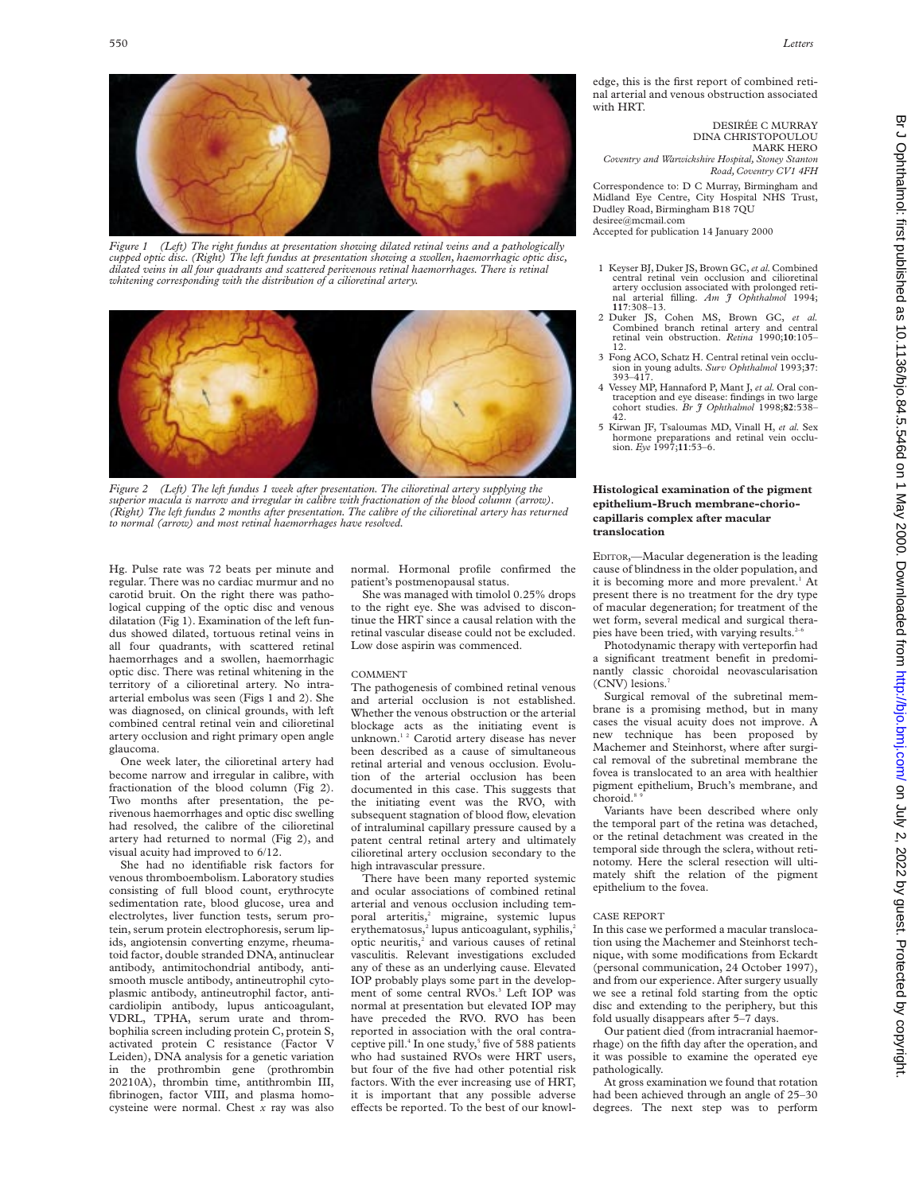*Figure 1 (Left) The right fundus at presentation showing dilated retinal veins and a pathologically cupped optic disc. (Right) The left fundus at presentation showing a swollen, haemorrhagic optic disc, dilated veins in all four quadrants and scattered perivenous retinal haemorrhages. There is retinal whitening corresponding with the distribution of a cilioretinal artery.*

*Figure 2 (Left) The left fundus 1 week after presentation. The cilioretinal artery supplying the superior macula is narrow and irregular in calibre with fractionation of the blood column (arrow). (Right) The left fundus 2 months after presentation. The calibre of the cilioretinal artery has returned to normal (arrow) and most retinal haemorrhages have resolved.*

Hg. Pulse rate was 72 beats per minute and regular. There was no cardiac murmur and no carotid bruit. On the right there was pathological cupping of the optic disc and venous dilatation (Fig 1). Examination of the left fundus showed dilated, tortuous retinal veins in all four quadrants, with scattered retinal haemorrhages and a swollen, haemorrhagic optic disc. There was retinal whitening in the territory of a cilioretinal artery. No intra-arterial embolus was seen (Figs 1 and 2). She was diagnosed, on clinical grounds, with left combined central retinal vein and cilioretinal artery occlusion and right primary open angle glaucoma.

One week later, the cilioretinal artery had become narrow and irregular in calibre, with fractionation of the blood column (Fig 2). Two months after presentation, the perivenous haemorrhages and optic disc swelling had resolved, the calibre of the cilioretinal artery had returned to normal (Fig 2), and visual acuity had improved to 6/12.

She had no identifiable risk factors for venous thromboembolism. Laboratory studies consisting of full blood count, erythrocyte sedimentation rate, blood glucose, urea and electrolytes, liver function tests, serum protein, serum protein electrophoresis, serum lipids, angiotensin converting enzyme, rheumatoid factor, double stranded DNA, antinuclear antibody, antimitochondrial antibody, antismooth muscle antibody, antineutrophil cytoplasmic antibody, antineutrophil factor, anticardiolipin antibody, lupus anticoagulant, VDRL, TPHA, serum urate and thrombophilia screen including protein C, protein S, activated protein C resistance (Factor V Leiden), DNA analysis for a genetic variation in the prothrombin gene (prothrombin 20210A), thrombin time, antithrombin III, fibrinogen, factor VIII, and plasma homocysteine were normal. Chest *x* ray was also normal. Hormonal profile confirmed the patient's postmenopausal status.

She was managed with timolol 0.25% drops to the right eye. She was advised to discontinue the HRT since a causal relation with the retinal vascular disease could not be excluded. Low dose aspirin was commenced.

COMMENT

The pathogenesis of combined retinal venous and arterial occlusion is not established. Whether the venous obstruction or the arterial blockage acts as the initiating event is unknown.[1 2] Carotid artery disease has never been described as a cause of simultaneous retinal arterial and venous occlusion. Evolution of the arterial occlusion has been documented in this case. This suggests that the initiating event was the RVO, with subsequent stagnation of blood flow, elevation of intraluminal capillary pressure caused by a patent central retinal artery and ultimately cilioretinal artery occlusion secondary to the high intravascular pressure.

There have been many reported systemic and ocular associations of combined retinal arterial and venous occlusion including temporal arteritis,[2] migraine, systemic lupus erythematosus,[2] lupus anticoagulant, syphilis,[2] optic neuritis,[2] and various causes of retinal vasculitis. Relevant investigations excluded any of these as an underlying cause. Elevated IOP probably plays some part in the development of some central RVOs.[3] Left IOP was normal at presentation but elevated IOP may have preceded the RVO. RVO has been reported in association with the oral contraceptive pill.[4] In one study,[5] five of 588 patients who had sustained RVOs were HRT users, but four of the five had other potential risk factors. With the ever increasing use of HRT, it is important that any possible adverse effects be reported. To the best of our knowledge, this is the first report of combined retinal arterial and venous obstruction associated with HRT.

DESIRÉE C MURRAY
DINA CHRISTOPOULOU
MARK HERO

*Coventry and Warwickshire Hospital, Stoney Stanton Road, Coventry CV1 4FH*

Correspondence to: D C Murray, Birmingham and Midland Eye Centre, City Hospital NHS Trust, Dudley Road, Birmingham B18 7QU
desiree@mcmail.com

Accepted for publication 14 January 2000

1 Keyser BJ, Duker JS, Brown GC, *et al.* Combined central retinal vein occlusion and cilioretinal artery occlusion associated with prolonged retinal arterial filling. *Am J Ophthalmol* 1994;**117**:308–13.
2 Duker JS, Cohen MS, Brown GC, *et al.* Combined branch retinal artery and central retinal vein obstruction. *Retina* 1990;**10**:105–12.
3 Fong ACO, Schatz H. Central retinal vein occlusion in young adults. *Surv Ophthalmol* 1993;**37**:393–417.
4 Vessey MP, Hannaford P, Mant J, *et al.* Oral contraception and eye disease: findings in two large cohort studies. *Br J Ophthalmol* 1998;**82**:538–42.
5 Kirwan JF, Tsaloumas MD, Vinall H, *et al.* Sex hormone preparations and retinal vein occlusion. *Eye* 1997;**11**:53–6.

## Histological examination of the pigment epithelium-Bruch membrane-choriocapillaris complex after macular translocation

EDITOR,—Macular degeneration is the leading cause of blindness in the older population, and it is becoming more and more prevalent.[1] At present there is no treatment for the dry type of macular degeneration; for treatment of the wet form, several medical and surgical therapies have been tried, with varying results.[2–6]

Photodynamic therapy with verteporfin had a significant treatment benefit in predominantly classic choroidal neovascularisation (CNV) lesions.[7]

Surgical removal of the subretinal membrane is a promising method, but in many cases the visual acuity does not improve. A new technique has been proposed by Machemer and Steinhorst, where after surgical removal of the subretinal membrane the fovea is translocated to an area with healthier pigment epithelium, Bruch's membrane, and choroid.[8 9]

Variants have been described where only the temporal part of the retina was detached, or the retinal detachment was created in the temporal side through the sclera, without retinotomy. Here the scleral resection will ultimately shift the relation of the pigment epithelium to the fovea.

CASE REPORT

In this case we performed a macular translocation using the Machemer and Steinhorst technique, with some modifications from Eckardt (personal communication, 24 October 1997), and from our experience. After surgery usually we see a retinal fold starting from the optic disc and extending to the periphery, but this fold usually disappears after 5–7 days.

Our patient died (from intracranial haemorrhage) on the fifth day after the operation, and it was possible to examine the operated eye pathologically.

At gross examination we found that rotation had been achieved through an angle of 25–30 degrees. The next step was to perform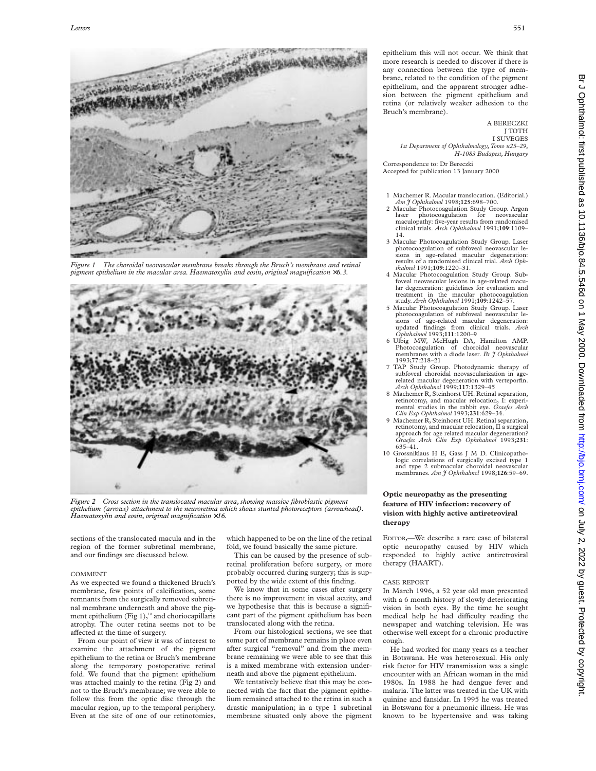Figure 1 The choroidal neovascular membrane breaks through the Bruch's membrane and retinal pigment epithelium in the macular area. Haematoxylin and eosin, original magnification ×6.3.

Figure 2 Cross section in the translocated macular area, showing massive fibroblastic pigment epithelium (arrows) attachment to the neuroretina which shows stunted photoreceptors (arrowhead). Haematoxylin and eosin, original magnification ×16.

sections of the translocated macula and in the region of the former subretinal membrane, and our findings are discussed below.

COMMENT

As we expected we found a thickened Bruch's membrane, few points of calcification, some remnants from the surgically removed subretinal membrane underneath and above the pigment epithelium (Fig 1),[10] and choriocapillaris atrophy. The outer retina seems not to be affected at the time of surgery.

From our point of view it was of interest to examine the attachment of the pigment epithelium to the retina or Bruch's membrane along the temporary postoperative retinal fold. We found that the pigment epithelium was attached mainly to the retina (Fig 2) and not to the Bruch's membrane; we were able to follow this from the optic disc through the macular region, up to the temporal periphery. Even at the site of one of our retinotomies, which happened to be on the line of the retinal fold, we found basically the same picture.

This can be caused by the presence of subretinal proliferation before surgery, or more probably occurred during surgery; this is supported by the wide extent of this finding.

We know that in some cases after surgery there is no improvement in visual acuity, and we hypothesise that this is because a significant part of the pigment epithelium has been translocated along with the retina.

From our histological sections, we see that some part of membrane remains in place even after surgical "removal" and from the membrane remaining we were able to see that this is a mixed membrane with extension underneath and above the pigment epithelium.

We tentatively believe that this may be connected with the fact that the pigment epithelium remained attached to the retina in such a drastic manipulation; in a type 1 subretinal membrane situated only above the pigment epithelium this will not occur. We think that more research is needed to discover if there is any connection between the type of membrane, related to the condition of the pigment epithelium, and the apparent stronger adhesion between the pigment epithelium and retina (or relatively weaker adhesion to the Bruch's membrane).

A BERECZKI
J TOTH
I SUVEGES
*1st Department of Ophthalmology, Tomo u25–29, H-1083 Budapest, Hungary*

Correspondence to: Dr Bereczki

Accepted for publication 13 January 2000

1 Machemer R. Macular translocation. (Editorial.) *Am J Ophthalmol* 1998;**125**:698–700.
2 Macular Photocoagulation Study Group. Argon laser photocoagulation for neovascular maculopathy: five-year results from randomised clinical trials. *Arch Ophthalmol* 1991;**109**:1109–14.
3 Macular Photocoagulation Study Group. Laser photocoagulation of subfoveal neovascular lesions in age-related macular degeneration: results of a randomised clinical trial. *Arch Ophthalmol* 1991;**109**:1220–31.
4 Macular Photocoagulation Study Group. Subfoveal neovascular lesions in age-related macular degeneration: guidelines for evaluation and treatment in the macular photocoagulation study. *Arch Ophthalmol* 1991;**109**:1242–57.
5 Macular Photocoagulation Study Group. Laser photocoagulation of subfoveal neovascular lesions of age-related macular degeneration: updated findings from clinical trials. *Arch Ophthalmol* 1993;**111**:1200–9
6 Ulbig MW, McHugh DA, Hamilton AMP. Photocoagulation of choroidal neovascular membranes with a diode laser. *Br J Ophthalmol* 1993;**77**:218–21
7 TAP Study Group. Photodynamic therapy of subfoveal choroidal neovascularization in age-related macular degeneration with verteporfin. *Arch Ophthalmol* 1999;**117**:1329–45
8 Machemer R, Steinhorst UH. Retinal separation, retinotomy, and macular relocation, I: experimental studies in the rabbit eye. *Graefes Arch Clin Exp Ophthalmol* 1993;**231**:629–34.
9 Machemer R, Steinhorst UH. Retinal separation, retinotomy, and macular relocation, II a surgical approach for age related macular degeneration? *Graefes Arch Clin Exp Ophthalmol* 1993;**231**: 635–41.
10 Grossniklaus H E, Gass J M D. Clinicopathologic correlations of surgically excised type 1 and type 2 submacular choroidal neovascular membranes. *Am J Ophthalmol* 1998;**126**:59–69.

## Optic neuropathy as the presenting feature of HIV infection: recovery of vision with highly active antiretroviral therapy

EDITOR,—We describe a rare case of bilateral optic neuropathy caused by HIV which responded to highly active antiretroviral therapy (HAART).

CASE REPORT

In March 1996, a 52 year old man presented with a 6 month history of slowly deteriorating vision in both eyes. By the time he sought medical help he had difficulty reading the newspaper and watching television. He was otherwise well except for a chronic productive cough.

He had worked for many years as a teacher in Botswana. He was heterosexual. His only risk factor for HIV transmission was a single encounter with an African woman in the mid 1980s. In 1988 he had dengue fever and malaria. The latter was treated in the UK with quinine and fansidar. In 1995 he was treated in Botswana for a pneumonic illness. He was known to be hypertensive and was taking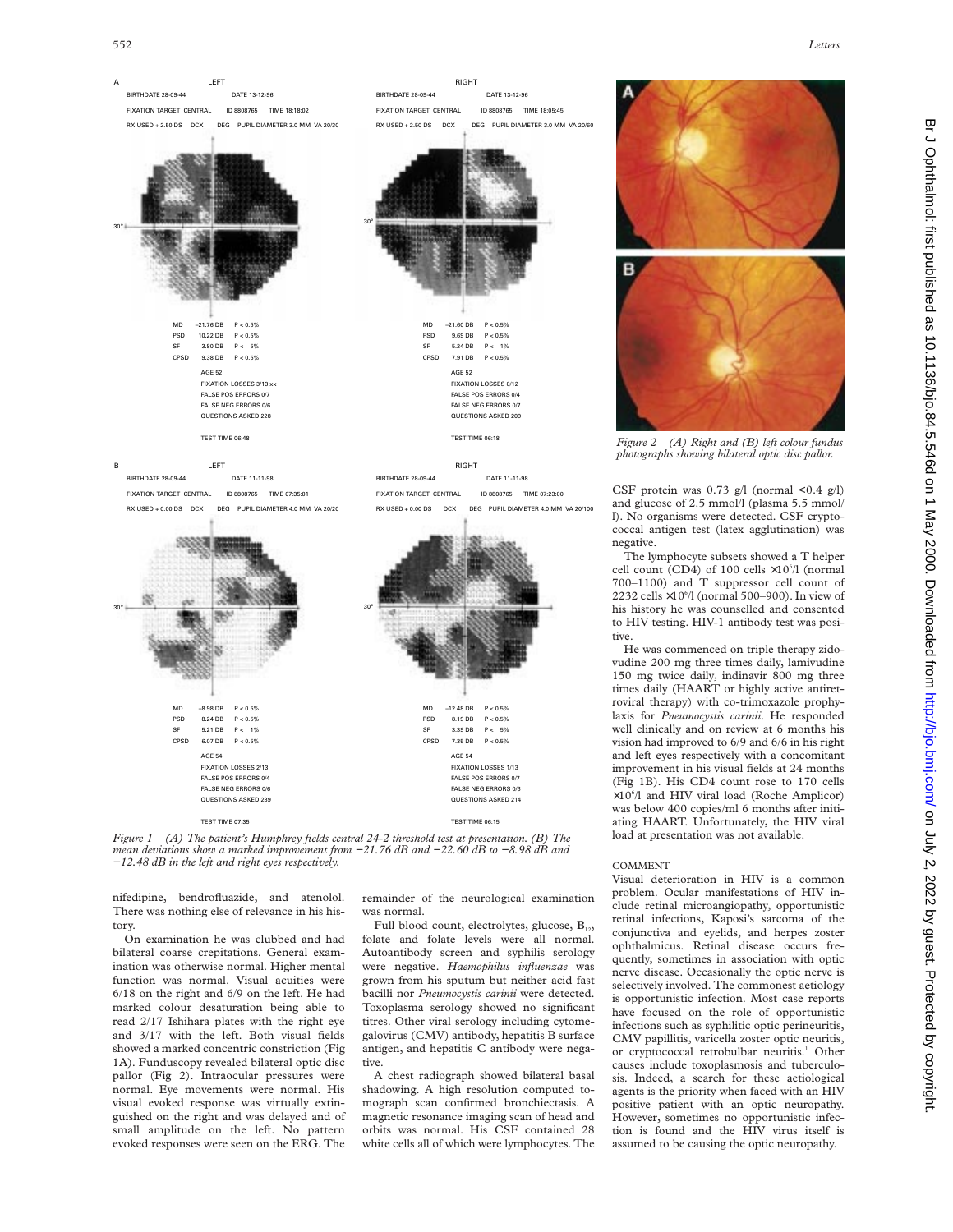Figure 1 (A) The patient's Humphrey fields central 24-2 threshold test at presentation. (B) The mean deviations show a marked improvement from −21.76 dB and −22.60 dB to −8.98 dB and −12.48 dB in the left and right eyes respectively.

Figure 2 (A) Right and (B) left colour fundus photographs showing bilateral optic disc pallor.

nifedipine, bendrofluazide, and atenolol. There was nothing else of relevance in his history.

On examination he was clubbed and had bilateral coarse crepitations. General examination was otherwise normal. Higher mental function was normal. Visual acuities were 6/18 on the right and 6/9 on the left. He had marked colour desaturation being able to read 2/17 Ishihara plates with the right eye and 3/17 with the left. Both visual fields showed a marked concentric constriction (Fig 1A). Funduscopy revealed bilateral optic disc pallor (Fig 2). Intraocular pressures were normal. Eye movements were normal. His visual evoked response was virtually extinguished on the right and was delayed and of small amplitude on the left. No pattern evoked responses were seen on the ERG. The remainder of the neurological examination was normal.

Full blood count, electrolytes, glucose, $B_{12}$, folate and folate levels were all normal. Autoantibody screen and syphilis serology were negative. *Haemophilus influenzae* was grown from his sputum but neither acid fast bacilli nor *Pneumocystis carinii* were detected. Toxoplasma serology showed no significant titres. Other viral serology including cytomegalovirus (CMV) antibody, hepatitis B surface antigen, and hepatitis C antibody were negative.

A chest radiograph showed bilateral basal shadowing. A high resolution computed tomograph scan confirmed bronchiectasis. A magnetic resonance imaging scan of head and orbits was normal. His CSF contained 28 white cells all of which were lymphocytes. The CSF protein was 0.73 g/l (normal <0.4 g/l) and glucose of 2.5 mmol/l (plasma 5.5 mmol/l). No organisms were detected. CSF cryptococcal antigen test (latex agglutination) was negative.

The lymphocyte subsets showed a T helper cell count (CD4) of 100 cells $\times 10^6$/l (normal 700–1100) and T suppressor cell count of 2232 cells $\times 10^6$/l (normal 500–900). In view of his history he was counselled and consented to HIV testing. HIV-1 antibody test was positive.

He was commenced on triple therapy zidovudine 200 mg three times daily, lamivudine 150 mg twice daily, indinavir 800 mg three times daily (HAART or highly active antiretroviral therapy) with co-trimoxazole prophylaxis for *Pneumocystis carinii*. He responded well clinically and on review at 6 months his vision had improved to 6/9 and 6/6 in his right and left eyes respectively with a concomitant improvement in his visual fields at 24 months (Fig 1B). His CD4 count rose to 170 cells $\times 10^6$/l and HIV viral load (Roche Amplicor) was below 400 copies/ml 6 months after initiating HAART. Unfortunately, the HIV viral load at presentation was not available.

## COMMENT

Visual deterioration in HIV is a common problem. Ocular manifestations of HIV include retinal microangiopathy, opportunistic retinal infections, Kaposi's sarcoma of the conjunctiva and eyelids, and herpes zoster ophthalmicus. Retinal disease occurs frequently, sometimes in association with optic nerve disease. Occasionally the optic nerve is selectively involved. The commonest aetiology is opportunistic infection. Most case reports have focused on the role of opportunistic infections such as syphilitic optic perineuritis, CMV papillitis, varicella zoster optic neuritis, or cryptococcal retrobulbar neuritis.[1] Other causes include toxoplasmosis and tuberculosis. Indeed, a search for these aetiological agents is the priority when faced with an HIV positive patient with an optic neuropathy. However, sometimes no opportunistic infection is found and the HIV virus itself is assumed to be causing the optic neuropathy.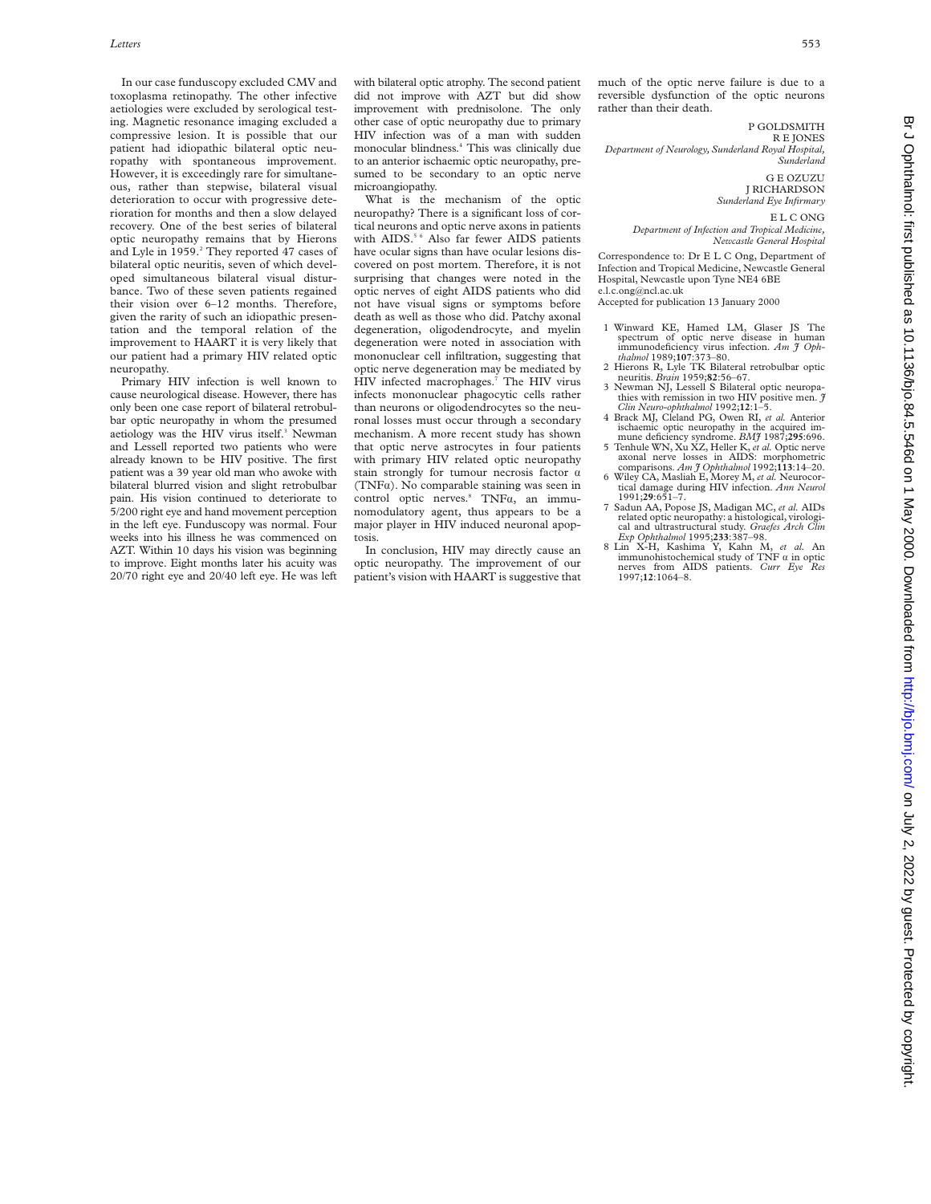In our case funduscopy excluded CMV and toxoplasma retinopathy. The other infective aetiologies were excluded by serological testing. Magnetic resonance imaging excluded a compressive lesion. It is possible that our patient had idiopathic bilateral optic neuropathy with spontaneous improvement. However, it is exceedingly rare for simultaneous, rather than stepwise, bilateral visual deterioration to occur with progressive deterioration for months and then a slow delayed recovery. One of the best series of bilateral optic neuropathy remains that by Hierons and Lyle in 1959.[2] They reported 47 cases of bilateral optic neuritis, seven of which developed simultaneous bilateral visual disturbance. Two of these seven patients regained their vision over 6–12 months. Therefore, given the rarity of such an idiopathic presentation and the temporal relation of the improvement to HAART it is very likely that our patient had a primary HIV related optic neuropathy.

Primary HIV infection is well known to cause neurological disease. However, there has only been one case report of bilateral retrobulbar optic neuropathy in whom the presumed aetiology was the HIV virus itself.[3] Newman and Lessell reported two patients who were already known to be HIV positive. The first patient was a 39 year old man who awoke with bilateral blurred vision and slight retrobulbar pain. His vision continued to deteriorate to 5/200 right eye and hand movement perception in the left eye. Funduscopy was normal. Four weeks into his illness he was commenced on AZT. Within 10 days his vision was beginning to improve. Eight months later his acuity was 20/70 right eye and 20/40 left eye. He was left with bilateral optic atrophy. The second patient did not improve with AZT but did show improvement with prednisolone. The only other case of optic neuropathy due to primary HIV infection was of a man with sudden monocular blindness.[4] This was clinically due to an anterior ischaemic optic neuropathy, presumed to be secondary to an optic nerve microangiopathy.

What is the mechanism of the optic neuropathy? There is a significant loss of cortical neurons and optic nerve axons in patients with AIDS.[5,6] Also far fewer AIDS patients have ocular signs than have ocular lesions discovered on post mortem. Therefore, it is not surprising that changes were noted in the optic nerves of eight AIDS patients who did not have visual signs or symptoms before death as well as those who did. Patchy axonal degeneration, oligodendrocyte, and myelin degeneration were noted in association with mononuclear cell infiltration, suggesting that optic nerve degeneration may be mediated by HIV infected macrophages.[7] The HIV virus infects mononuclear phagocytic cells rather than neurons or oligodendrocytes so the neuronal losses must occur through a secondary mechanism. A more recent study has shown that optic nerve astrocytes in four patients with primary HIV related optic neuropathy stain strongly for tumour necrosis factor α (TNFα). No comparable staining was seen in control optic nerves.[8] TNFα, an immunomodulatory agent, thus appears to be a major player in HIV induced neuronal apoptosis.

In conclusion, HIV may directly cause an optic neuropathy. The improvement of our patient's vision with HAART is suggestive that much of the optic nerve failure is due to a reversible dysfunction of the optic neurons rather than their death.

P GOLDSMITH
R E JONES
*Department of Neurology, Sunderland Royal Hospital, Sunderland*

G E OZUZU
J RICHARDSON
*Sunderland Eye Infirmary*

E L C ONG
*Department of Infection and Tropical Medicine, Newcastle General Hospital*

Correspondence to: Dr E L C Ong, Department of Infection and Tropical Medicine, Newcastle General Hospital, Newcastle upon Tyne NE4 6BE
e.l.c.ong@ncl.ac.uk

Accepted for publication 13 January 2000

1 Winward KE, Hamed LM, Glaser JS The spectrum of optic nerve disease in human immunodeficiency virus infection. *Am J Ophthalmol* 1989;**107**:373–80.
2 Hierons R, Lyle TK Bilateral retrobulbar optic neuritis. *Brain* 1959;**82**:56–67.
3 Newman NJ, Lessell S Bilateral optic neuropathies with remission in two HIV positive men. *J Clin Neuro-ophthalmol* 1992;**12**:1–5.
4 Brack MJ, Cleland PG, Owen RI, *et al.* Anterior ischaemic optic neuropathy in the acquired immune deficiency syndrome. *BMJ* 1987;**295**:696.
5 Tenhule WN, Xu XZ, Heller K, *et al.* Optic nerve axonal nerve losses in AIDS: morphometric comparisons. *Am J Ophthalmol* 1992;**113**:14–20.
6 Wiley CA, Masliah E, Morey M, *et al.* Neurocortical damage during HIV infection. *Ann Neurol* 1991;**29**:651–7.
7 Sadun AA, Popose JS, Madigan MC, *et al.* AIDs related optic neuropathy: a histological, virological and ultrastructural study. *Graefes Arch Clin Exp Ophthalmol* 1995;**233**:387–98.
8 Lin X-H, Kashima Y, Kahn M, *et al.* An immunohistochemical study of TNF α in optic nerves from AIDS patients. *Curr Eye Res* 1997;**12**:1064–8.